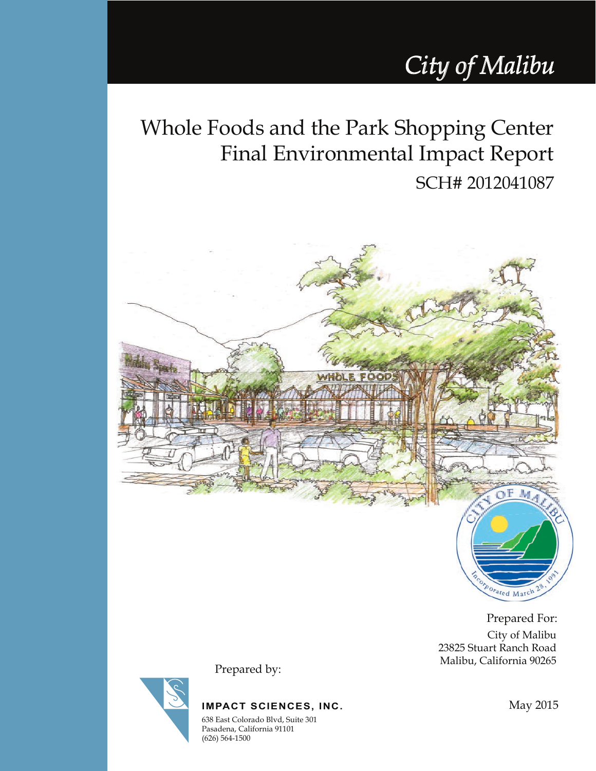# City of Malibu

## Whole Foods and the Park Shopping Center Final Environmental Impact Report

SCH# 2012041087

Prepared For:
City of Malibu
23825 Stuart Ranch Road
Malibu, California 90265

Prepared by:

**IMPACT SCIENCES, INC.**
638 East Colorado Blvd, Suite 301
Pasadena, California 91101
(626) 564-1500

May 2015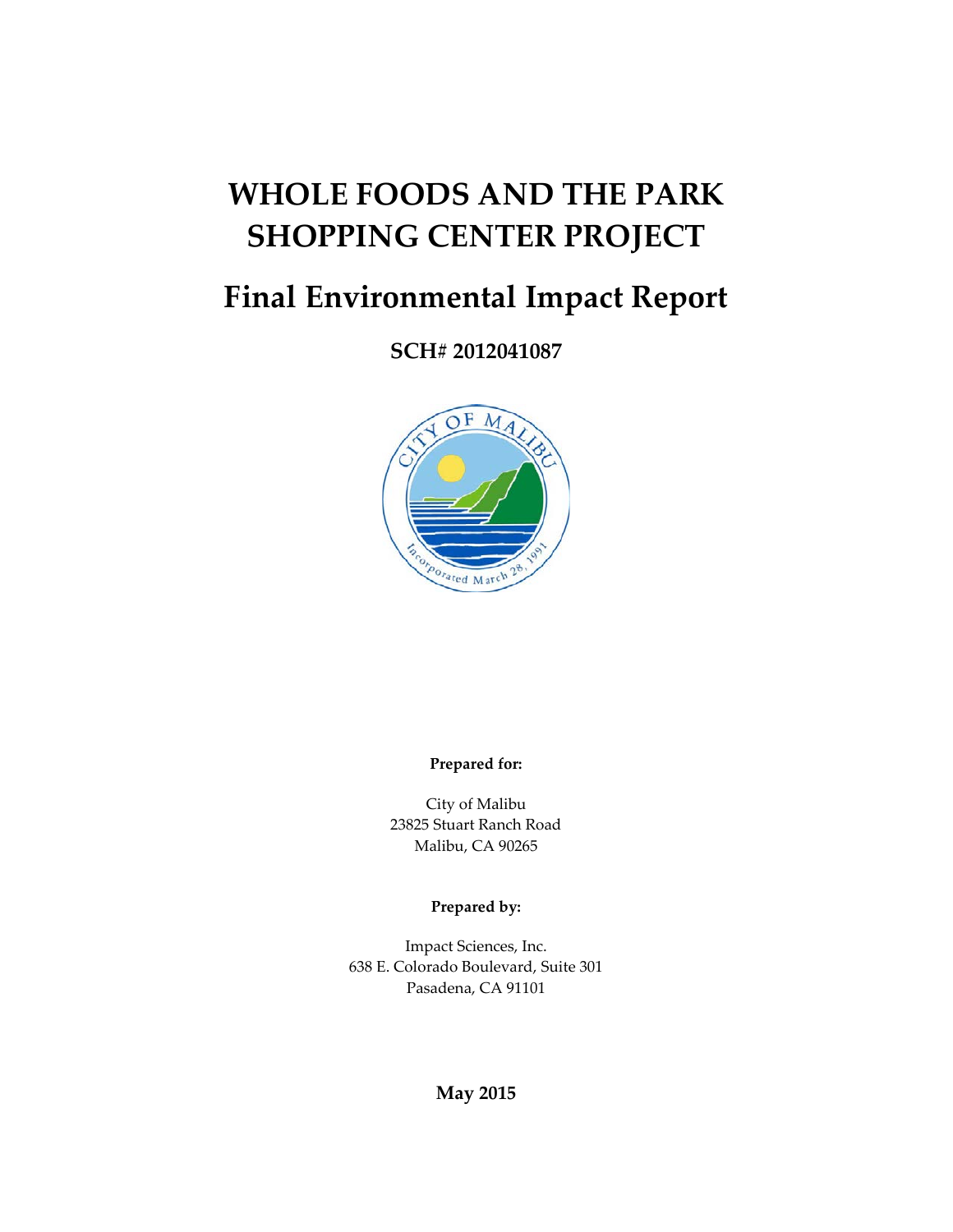# WHOLE FOODS AND THE PARK SHOPPING CENTER PROJECT

## Final Environmental Impact Report

**SCH# 2012041087**

**Prepared for:**

City of Malibu
23825 Stuart Ranch Road
Malibu, CA 90265

**Prepared by:**

Impact Sciences, Inc.
638 E. Colorado Boulevard, Suite 301
Pasadena, CA 91101

**May 2015**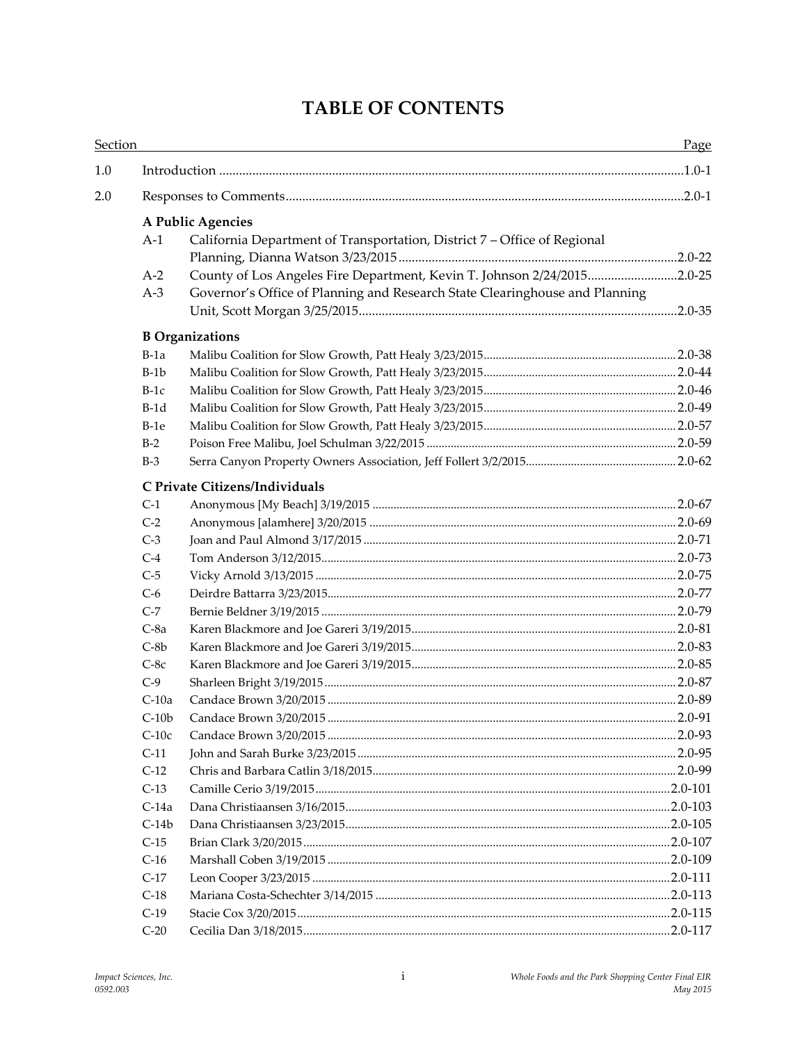# TABLE OF CONTENTS

| Section | | | Page |
|---|---|---|---|
| 1.0 | Introduction | | 1.0-1 |
| 2.0 | Responses to Comments | | 2.0-1 |
| | **A Public Agencies** | | |
| | A-1 | California Department of Transportation, District 7 – Office of Regional Planning, Dianna Watson 3/23/2015 | 2.0-22 |
| | A-2 | County of Los Angeles Fire Department, Kevin T. Johnson 2/24/2015 | 2.0-25 |
| | A-3 | Governor's Office of Planning and Research State Clearinghouse and Planning Unit, Scott Morgan 3/25/2015 | 2.0-35 |
| | **B Organizations** | | |
| | B-1a | Malibu Coalition for Slow Growth, Patt Healy 3/23/2015 | 2.0-38 |
| | B-1b | Malibu Coalition for Slow Growth, Patt Healy 3/23/2015 | 2.0-44 |
| | B-1c | Malibu Coalition for Slow Growth, Patt Healy 3/23/2015 | 2.0-46 |
| | B-1d | Malibu Coalition for Slow Growth, Patt Healy 3/23/2015 | 2.0-49 |
| | B-1e | Malibu Coalition for Slow Growth, Patt Healy 3/23/2015 | 2.0-57 |
| | B-2 | Poison Free Malibu, Joel Schulman 3/22/2015 | 2.0-59 |
| | B-3 | Serra Canyon Property Owners Association, Jeff Follert 3/2/2015 | 2.0-62 |
| | **C Private Citizens/Individuals** | | |
| | C-1 | Anonymous [My Beach] 3/19/2015 | 2.0-67 |
| | C-2 | Anonymous [alamhere] 3/20/2015 | 2.0-69 |
| | C-3 | Joan and Paul Almond 3/17/2015 | 2.0-71 |
| | C-4 | Tom Anderson 3/12/2015 | 2.0-73 |
| | C-5 | Vicky Arnold 3/13/2015 | 2.0-75 |
| | C-6 | Deirdre Battarra 3/23/2015 | 2.0-77 |
| | C-7 | Bernie Beldner 3/19/2015 | 2.0-79 |
| | C-8a | Karen Blackmore and Joe Gareri 3/19/2015 | 2.0-81 |
| | C-8b | Karen Blackmore and Joe Gareri 3/19/2015 | 2.0-83 |
| | C-8c | Karen Blackmore and Joe Gareri 3/19/2015 | 2.0-85 |
| | C-9 | Sharleen Bright 3/19/2015 | 2.0-87 |
| | C-10a | Candace Brown 3/20/2015 | 2.0-89 |
| | C-10b | Candace Brown 3/20/2015 | 2.0-91 |
| | C-10c | Candace Brown 3/20/2015 | 2.0-93 |
| | C-11 | John and Sarah Burke 3/23/2015 | 2.0-95 |
| | C-12 | Chris and Barbara Catlin 3/18/2015 | 2.0-99 |
| | C-13 | Camille Cerio 3/19/2015 | 2.0-101 |
| | C-14a | Dana Christiaansen 3/16/2015 | 2.0-103 |
| | C-14b | Dana Christiaansen 3/23/2015 | 2.0-105 |
| | C-15 | Brian Clark 3/20/2015 | 2.0-107 |
| | C-16 | Marshall Coben 3/19/2015 | 2.0-109 |
| | C-17 | Leon Cooper 3/23/2015 | 2.0-111 |
| | C-18 | Mariana Costa-Schechter 3/14/2015 | 2.0-113 |
| | C-19 | Stacie Cox 3/20/2015 | 2.0-115 |
| | C-20 | Cecilia Dan 3/18/2015 | 2.0-117 |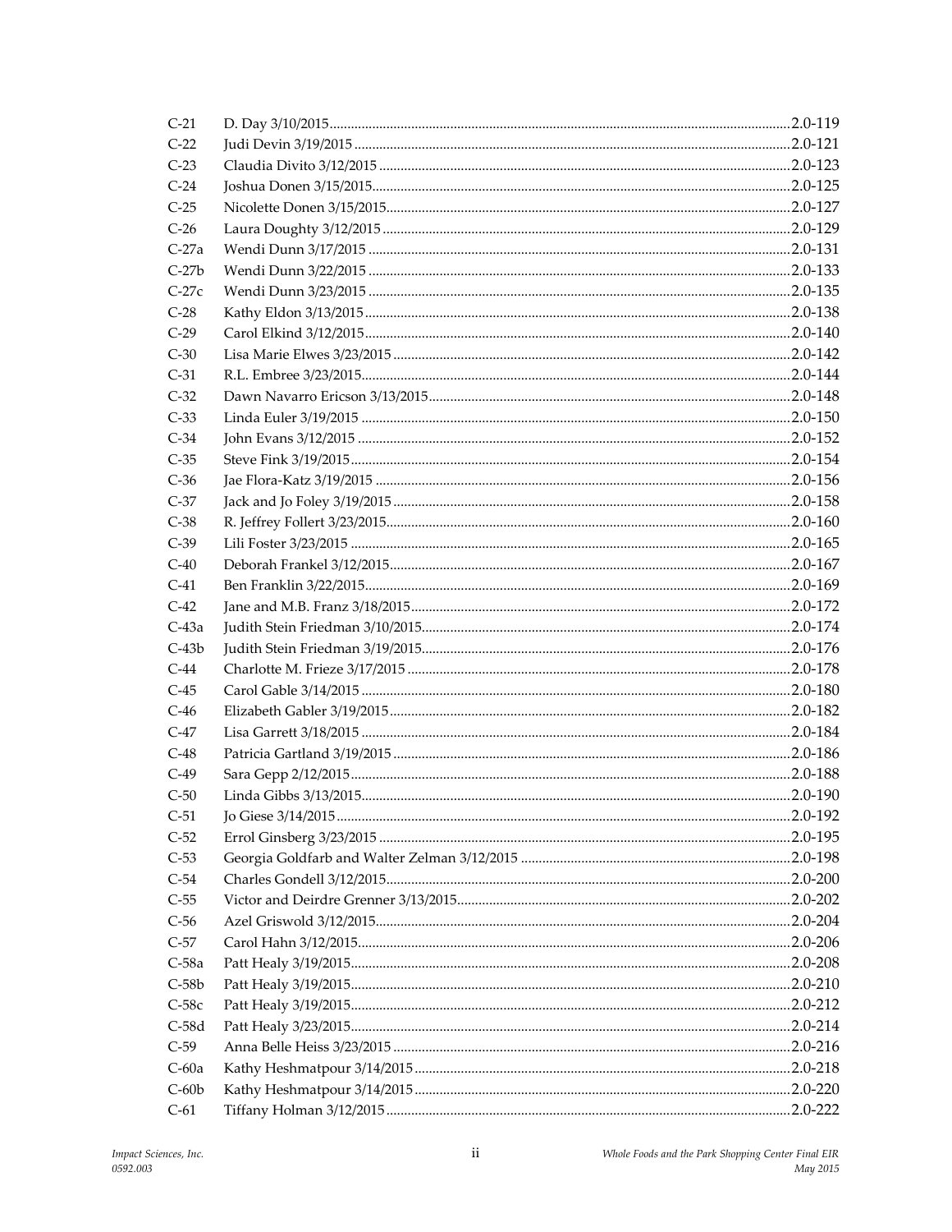| | | |
|---|---|---|
| C-21 | D. Day 3/10/2015 | 2.0-119 |
| C-22 | Judi Devin 3/19/2015 | 2.0-121 |
| C-23 | Claudia Divito 3/12/2015 | 2.0-123 |
| C-24 | Joshua Donen 3/15/2015 | 2.0-125 |
| C-25 | Nicolette Donen 3/15/2015 | 2.0-127 |
| C-26 | Laura Doughty 3/12/2015 | 2.0-129 |
| C-27a | Wendi Dunn 3/17/2015 | 2.0-131 |
| C-27b | Wendi Dunn 3/22/2015 | 2.0-133 |
| C-27c | Wendi Dunn 3/23/2015 | 2.0-135 |
| C-28 | Kathy Eldon 3/13/2015 | 2.0-138 |
| C-29 | Carol Elkind 3/12/2015 | 2.0-140 |
| C-30 | Lisa Marie Elwes 3/23/2015 | 2.0-142 |
| C-31 | R.L. Embree 3/23/2015 | 2.0-144 |
| C-32 | Dawn Navarro Ericson 3/13/2015 | 2.0-148 |
| C-33 | Linda Euler 3/19/2015 | 2.0-150 |
| C-34 | John Evans 3/12/2015 | 2.0-152 |
| C-35 | Steve Fink 3/19/2015 | 2.0-154 |
| C-36 | Jae Flora-Katz 3/19/2015 | 2.0-156 |
| C-37 | Jack and Jo Foley 3/19/2015 | 2.0-158 |
| C-38 | R. Jeffrey Follert 3/23/2015 | 2.0-160 |
| C-39 | Lili Foster 3/23/2015 | 2.0-165 |
| C-40 | Deborah Frankel 3/12/2015 | 2.0-167 |
| C-41 | Ben Franklin 3/22/2015 | 2.0-169 |
| C-42 | Jane and M.B. Franz 3/18/2015 | 2.0-172 |
| C-43a | Judith Stein Friedman 3/10/2015 | 2.0-174 |
| C-43b | Judith Stein Friedman 3/19/2015 | 2.0-176 |
| C-44 | Charlotte M. Frieze 3/17/2015 | 2.0-178 |
| C-45 | Carol Gable 3/14/2015 | 2.0-180 |
| C-46 | Elizabeth Gabler 3/19/2015 | 2.0-182 |
| C-47 | Lisa Garrett 3/18/2015 | 2.0-184 |
| C-48 | Patricia Gartland 3/19/2015 | 2.0-186 |
| C-49 | Sara Gepp 2/12/2015 | 2.0-188 |
| C-50 | Linda Gibbs 3/13/2015 | 2.0-190 |
| C-51 | Jo Giese 3/14/2015 | 2.0-192 |
| C-52 | Errol Ginsberg 3/23/2015 | 2.0-195 |
| C-53 | Georgia Goldfarb and Walter Zelman 3/12/2015 | 2.0-198 |
| C-54 | Charles Gondell 3/12/2015 | 2.0-200 |
| C-55 | Victor and Deirdre Grenner 3/13/2015 | 2.0-202 |
| C-56 | Azel Griswold 3/12/2015 | 2.0-204 |
| C-57 | Carol Hahn 3/12/2015 | 2.0-206 |
| C-58a | Patt Healy 3/19/2015 | 2.0-208 |
| C-58b | Patt Healy 3/19/2015 | 2.0-210 |
| C-58c | Patt Healy 3/19/2015 | 2.0-212 |
| C-58d | Patt Healy 3/23/2015 | 2.0-214 |
| C-59 | Anna Belle Heiss 3/23/2015 | 2.0-216 |
| C-60a | Kathy Heshmatpour 3/14/2015 | 2.0-218 |
| C-60b | Kathy Heshmatpour 3/14/2015 | 2.0-220 |
| C-61 | Tiffany Holman 3/12/2015 | 2.0-222 |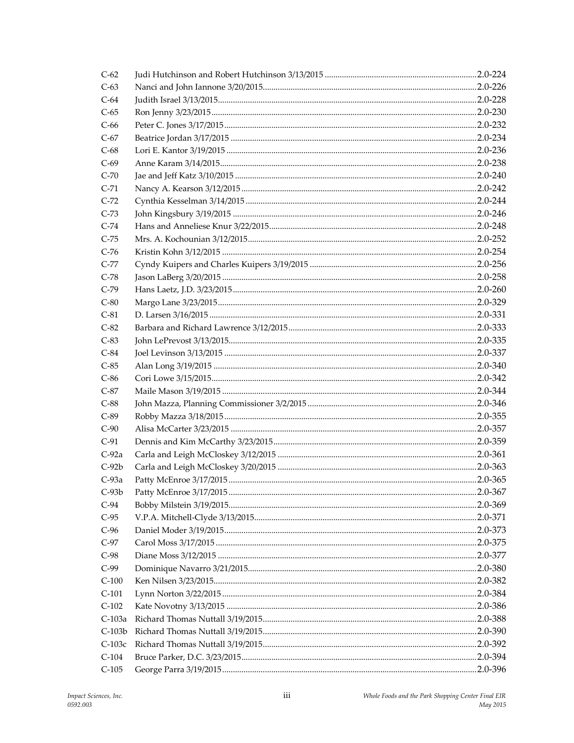| | | |
|---|---|---|
| C-62 | Judi Hutchinson and Robert Hutchinson 3/13/2015 | 2.0-224 |
| C-63 | Nanci and John Iannone 3/20/2015 | 2.0-226 |
| C-64 | Judith Israel 3/13/2015 | 2.0-228 |
| C-65 | Ron Jenny 3/23/2015 | 2.0-230 |
| C-66 | Peter C. Jones 3/17/2015 | 2.0-232 |
| C-67 | Beatrice Jordan 3/17/2015 | 2.0-234 |
| C-68 | Lori E. Kantor 3/19/2015 | 2.0-236 |
| C-69 | Anne Karam 3/14/2015 | 2.0-238 |
| C-70 | Jae and Jeff Katz 3/10/2015 | 2.0-240 |
| C-71 | Nancy A. Kearson 3/12/2015 | 2.0-242 |
| C-72 | Cynthia Kesselman 3/14/2015 | 2.0-244 |
| C-73 | John Kingsbury 3/19/2015 | 2.0-246 |
| C-74 | Hans and Anneliese Knur 3/22/2015 | 2.0-248 |
| C-75 | Mrs. A. Kochounian 3/12/2015 | 2.0-252 |
| C-76 | Kristin Kohn 3/12/2015 | 2.0-254 |
| C-77 | Cyndy Kuipers and Charles Kuipers 3/19/2015 | 2.0-256 |
| C-78 | Jason LaBerg 3/20/2015 | 2.0-258 |
| C-79 | Hans Laetz, J.D. 3/23/2015 | 2.0-260 |
| C-80 | Margo Lane 3/23/2015 | 2.0-329 |
| C-81 | D. Larsen 3/16/2015 | 2.0-331 |
| C-82 | Barbara and Richard Lawrence 3/12/2015 | 2.0-333 |
| C-83 | John LePrevost 3/13/2015 | 2.0-335 |
| C-84 | Joel Levinson 3/13/2015 | 2.0-337 |
| C-85 | Alan Long 3/19/2015 | 2.0-340 |
| C-86 | Cori Lowe 3/15/2015 | 2.0-342 |
| C-87 | Maile Mason 3/19/2015 | 2.0-344 |
| C-88 | John Mazza, Planning Commissioner 3/2/2015 | 2.0-346 |
| C-89 | Robby Mazza 3/18/2015 | 2.0-355 |
| C-90 | Alisa McCarter 3/23/2015 | 2.0-357 |
| C-91 | Dennis and Kim McCarthy 3/23/2015 | 2.0-359 |
| C-92a | Carla and Leigh McCloskey 3/12/2015 | 2.0-361 |
| C-92b | Carla and Leigh McCloskey 3/20/2015 | 2.0-363 |
| C-93a | Patty McEnroe 3/17/2015 | 2.0-365 |
| C-93b | Patty McEnroe 3/17/2015 | 2.0-367 |
| C-94 | Bobby Milstein 3/19/2015 | 2.0-369 |
| C-95 | V.P.A. Mitchell-Clyde 3/13/2015 | 2.0-371 |
| C-96 | Daniel Moder 3/19/2015 | 2.0-373 |
| C-97 | Carol Moss 3/17/2015 | 2.0-375 |
| C-98 | Diane Moss 3/12/2015 | 2.0-377 |
| C-99 | Dominique Navarro 3/21/2015 | 2.0-380 |
| C-100 | Ken Nilsen 3/23/2015 | 2.0-382 |
| C-101 | Lynn Norton 3/22/2015 | 2.0-384 |
| C-102 | Kate Novotny 3/13/2015 | 2.0-386 |
| C-103a | Richard Thomas Nuttall 3/19/2015 | 2.0-388 |
| C-103b | Richard Thomas Nuttall 3/19/2015 | 2.0-390 |
| C-103c | Richard Thomas Nuttall 3/19/2015 | 2.0-392 |
| C-104 | Bruce Parker, D.C. 3/23/2015 | 2.0-394 |
| C-105 | George Parra 3/19/2015 | 2.0-396 |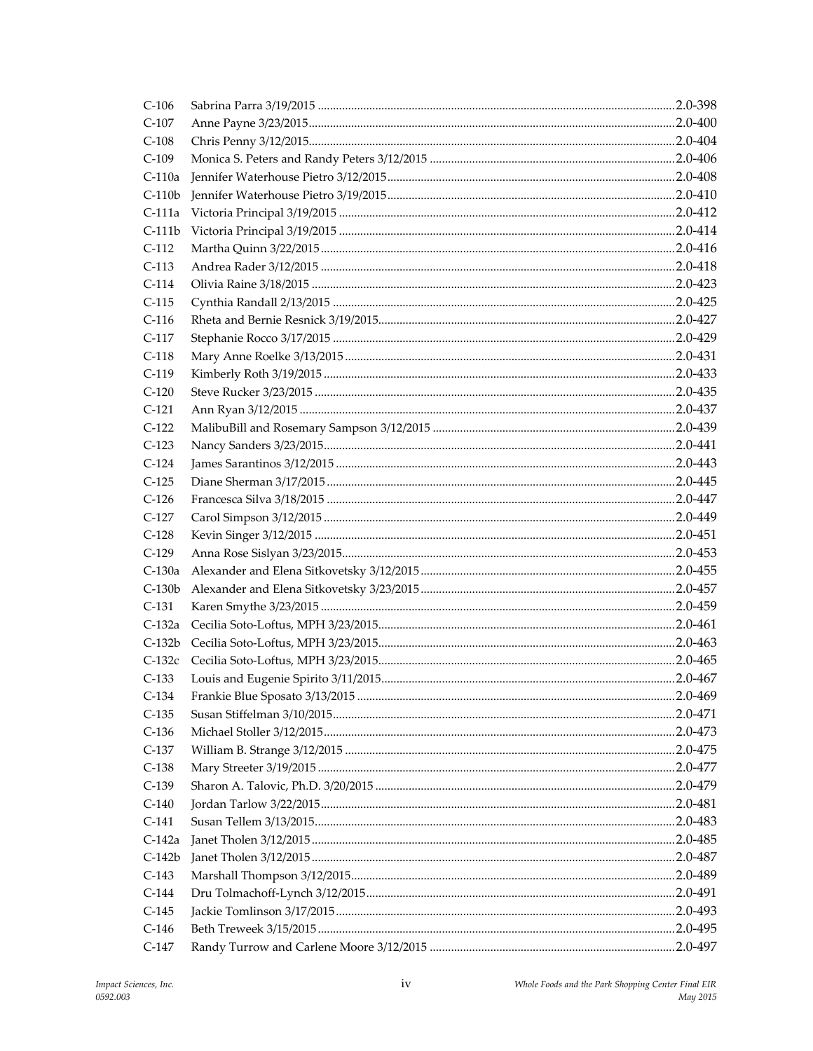| | | |
|---|---|---|
| C-106 | Sabrina Parra 3/19/2015 | 2.0-398 |
| C-107 | Anne Payne 3/23/2015 | 2.0-400 |
| C-108 | Chris Penny 3/12/2015 | 2.0-404 |
| C-109 | Monica S. Peters and Randy Peters 3/12/2015 | 2.0-406 |
| C-110a | Jennifer Waterhouse Pietro 3/12/2015 | 2.0-408 |
| C-110b | Jennifer Waterhouse Pietro 3/19/2015 | 2.0-410 |
| C-111a | Victoria Principal 3/19/2015 | 2.0-412 |
| C-111b | Victoria Principal 3/19/2015 | 2.0-414 |
| C-112 | Martha Quinn 3/22/2015 | 2.0-416 |
| C-113 | Andrea Rader 3/12/2015 | 2.0-418 |
| C-114 | Olivia Raine 3/18/2015 | 2.0-423 |
| C-115 | Cynthia Randall 2/13/2015 | 2.0-425 |
| C-116 | Rheta and Bernie Resnick 3/19/2015 | 2.0-427 |
| C-117 | Stephanie Rocco 3/17/2015 | 2.0-429 |
| C-118 | Mary Anne Roelke 3/13/2015 | 2.0-431 |
| C-119 | Kimberly Roth 3/19/2015 | 2.0-433 |
| C-120 | Steve Rucker 3/23/2015 | 2.0-435 |
| C-121 | Ann Ryan 3/12/2015 | 2.0-437 |
| C-122 | MalibuBill and Rosemary Sampson 3/12/2015 | 2.0-439 |
| C-123 | Nancy Sanders 3/23/2015 | 2.0-441 |
| C-124 | James Sarantinos 3/12/2015 | 2.0-443 |
| C-125 | Diane Sherman 3/17/2015 | 2.0-445 |
| C-126 | Francesca Silva 3/18/2015 | 2.0-447 |
| C-127 | Carol Simpson 3/12/2015 | 2.0-449 |
| C-128 | Kevin Singer 3/12/2015 | 2.0-451 |
| C-129 | Anna Rose Sislyan 3/23/2015 | 2.0-453 |
| C-130a | Alexander and Elena Sitkovetsky 3/12/2015 | 2.0-455 |
| C-130b | Alexander and Elena Sitkovetsky 3/23/2015 | 2.0-457 |
| C-131 | Karen Smythe 3/23/2015 | 2.0-459 |
| C-132a | Cecilia Soto-Loftus, MPH 3/23/2015 | 2.0-461 |
| C-132b | Cecilia Soto-Loftus, MPH 3/23/2015 | 2.0-463 |
| C-132c | Cecilia Soto-Loftus, MPH 3/23/2015 | 2.0-465 |
| C-133 | Louis and Eugenie Spirito 3/11/2015 | 2.0-467 |
| C-134 | Frankie Blue Sposato 3/13/2015 | 2.0-469 |
| C-135 | Susan Stiffelman 3/10/2015 | 2.0-471 |
| C-136 | Michael Stoller 3/12/2015 | 2.0-473 |
| C-137 | William B. Strange 3/12/2015 | 2.0-475 |
| C-138 | Mary Streeter 3/19/2015 | 2.0-477 |
| C-139 | Sharon A. Talovic, Ph.D. 3/20/2015 | 2.0-479 |
| C-140 | Jordan Tarlow 3/22/2015 | 2.0-481 |
| C-141 | Susan Tellem 3/13/2015 | 2.0-483 |
| C-142a | Janet Tholen 3/12/2015 | 2.0-485 |
| C-142b | Janet Tholen 3/12/2015 | 2.0-487 |
| C-143 | Marshall Thompson 3/12/2015 | 2.0-489 |
| C-144 | Dru Tolmachoff-Lynch 3/12/2015 | 2.0-491 |
| C-145 | Jackie Tomlinson 3/17/2015 | 2.0-493 |
| C-146 | Beth Treweek 3/15/2015 | 2.0-495 |
| C-147 | Randy Turrow and Carlene Moore 3/12/2015 | 2.0-497 |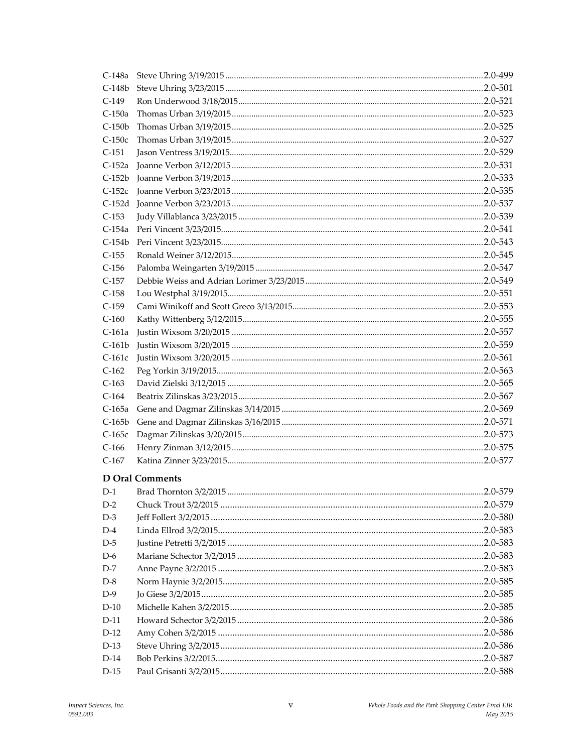| | | |
|---|---|---|
| C-148a | Steve Uhring 3/19/2015 | 2.0-499 |
| C-148b | Steve Uhring 3/23/2015 | 2.0-501 |
| C-149 | Ron Underwood 3/18/2015 | 2.0-521 |
| C-150a | Thomas Urban 3/19/2015 | 2.0-523 |
| C-150b | Thomas Urban 3/19/2015 | 2.0-525 |
| C-150c | Thomas Urban 3/19/2015 | 2.0-527 |
| C-151 | Jason Ventress 3/19/2015 | 2.0-529 |
| C-152a | Joanne Verbon 3/12/2015 | 2.0-531 |
| C-152b | Joanne Verbon 3/19/2015 | 2.0-533 |
| C-152c | Joanne Verbon 3/23/2015 | 2.0-535 |
| C-152d | Joanne Verbon 3/23/2015 | 2.0-537 |
| C-153 | Judy Villablanca 3/23/2015 | 2.0-539 |
| C-154a | Peri Vincent 3/23/2015 | 2.0-541 |
| C-154b | Peri Vincent 3/23/2015 | 2.0-543 |
| C-155 | Ronald Weiner 3/12/2015 | 2.0-545 |
| C-156 | Palomba Weingarten 3/19/2015 | 2.0-547 |
| C-157 | Debbie Weiss and Adrian Lorimer 3/23/2015 | 2.0-549 |
| C-158 | Lou Westphal 3/19/2015 | 2.0-551 |
| C-159 | Cami Winikoff and Scott Greco 3/13/2015 | 2.0-553 |
| C-160 | Kathy Wittenberg 3/12/2015 | 2.0-555 |
| C-161a | Justin Wixsom 3/20/2015 | 2.0-557 |
| C-161b | Justin Wixsom 3/20/2015 | 2.0-559 |
| C-161c | Justin Wixsom 3/20/2015 | 2.0-561 |
| C-162 | Peg Yorkin 3/19/2015 | 2.0-563 |
| C-163 | David Zielski 3/12/2015 | 2.0-565 |
| C-164 | Beatrix Zilinskas 3/23/2015 | 2.0-567 |
| C-165a | Gene and Dagmar Zilinskas 3/14/2015 | 2.0-569 |
| C-165b | Gene and Dagmar Zilinskas 3/16/2015 | 2.0-571 |
| C-165c | Dagmar Zilinskas 3/20/2015 | 2.0-573 |
| C-166 | Henry Zinman 3/12/2015 | 2.0-575 |
| C-167 | Katina Zinner 3/23/2015 | 2.0-577 |

### D Oral Comments

| | | |
|---|---|---|
| D-1 | Brad Thornton 3/2/2015 | 2.0-579 |
| D-2 | Chuck Trout 3/2/2015 | 2.0-579 |
| D-3 | Jeff Follert 3/2/2015 | 2.0-580 |
| D-4 | Linda Ellrod 3/2/2015 | 2.0-583 |
| D-5 | Justine Petretti 3/2/2015 | 2.0-583 |
| D-6 | Mariane Schector 3/2/2015 | 2.0-583 |
| D-7 | Anne Payne 3/2/2015 | 2.0-583 |
| D-8 | Norm Haynie 3/2/2015 | 2.0-585 |
| D-9 | Jo Giese 3/2/2015 | 2.0-585 |
| D-10 | Michelle Kahen 3/2/2015 | 2.0-585 |
| D-11 | Howard Schector 3/2/2015 | 2.0-586 |
| D-12 | Amy Cohen 3/2/2015 | 2.0-586 |
| D-13 | Steve Uhring 3/2/2015 | 2.0-586 |
| D-14 | Bob Perkins 3/2/2015 | 2.0-587 |
| D-15 | Paul Grisanti 3/2/2015 | 2.0-588 |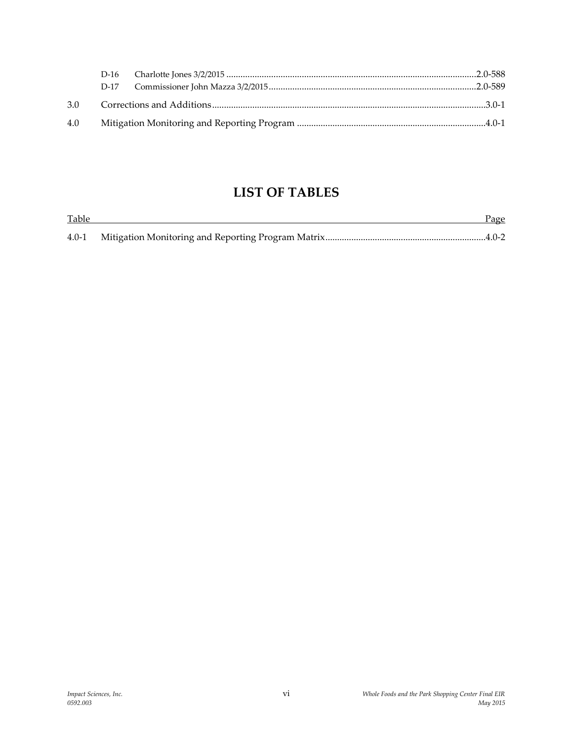D-16 Charlotte Jones 3/2/2015 ........................................................................................................2.0-588

D-17 Commissioner John Mazza 3/2/2015.......................................................................................2.0-589

3.0 Corrections and Additions..................................................................................................................3.0-1

4.0 Mitigation Monitoring and Reporting Program ..............................................................................4.0-1

## LIST OF TABLES

| Table | | Page |
|---|---|---|
| 4.0-1 | Mitigation Monitoring and Reporting Program Matrix | 4.0-2 |